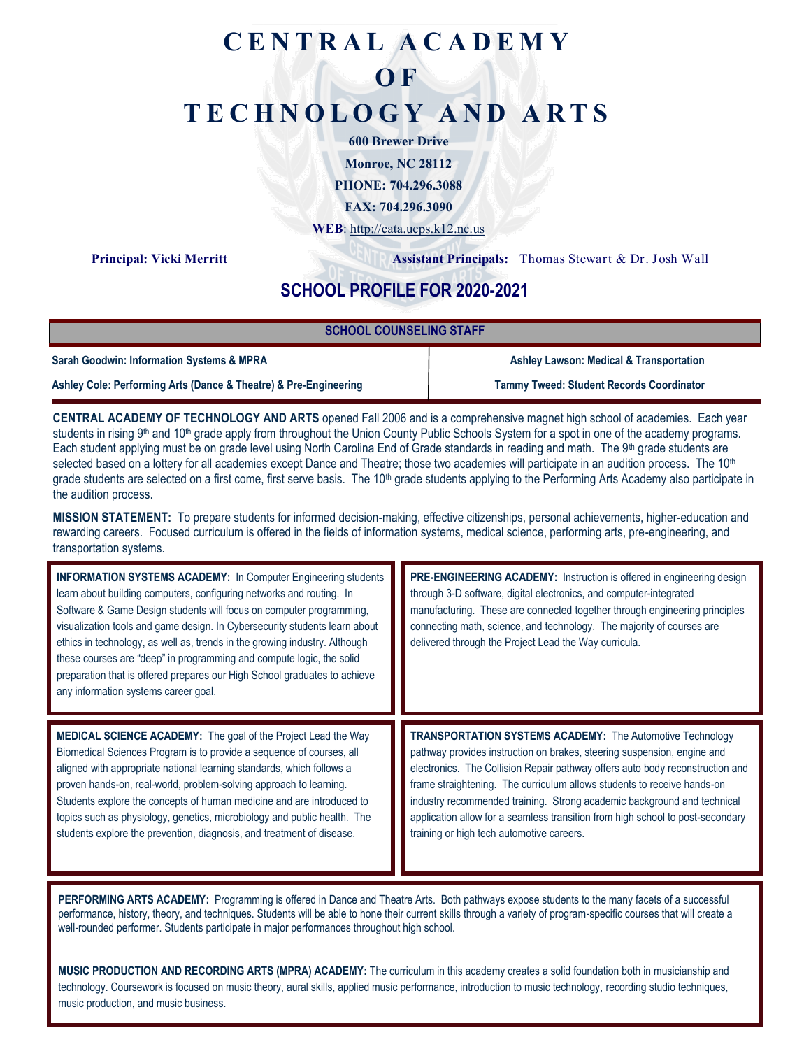# CENTRAL ACADEMY OF TECHNOLOGY AND ARTS

**600 Brewer Drive**

**Monroe, NC 28112**

**PHONE: 704.296.3088**

**FAX: 704.296.3090**

**WEB**: http://cata.ucps.k12.nc.us

**Principal: Vicki Merritt** **Assistant Principals:** Thomas Stewart & Dr. Josh Wall

## SCHOOL PROFILE FOR 2020-2021

| SCHOOL COUNSELING STAFF | |
|---|---|
| **Sarah Goodwin: Information Systems & MPRA** | **Ashley Lawson: Medical & Transportation** |
| **Ashley Cole: Performing Arts (Dance & Theatre) & Pre-Engineering** | **Tammy Tweed: Student Records Coordinator** |

**CENTRAL ACADEMY OF TECHNOLOGY AND ARTS** opened Fall 2006 and is a comprehensive magnet high school of academies. Each year students in rising 9th and 10th grade apply from throughout the Union County Public Schools System for a spot in one of the academy programs. Each student applying must be on grade level using North Carolina End of Grade standards in reading and math. The 9th grade students are selected based on a lottery for all academies except Dance and Theatre; those two academies will participate in an audition process. The 10th grade students are selected on a first come, first serve basis. The 10th grade students applying to the Performing Arts Academy also participate in the audition process.

**MISSION STATEMENT:** To prepare students for informed decision-making, effective citizenships, personal achievements, higher-education and rewarding careers. Focused curriculum is offered in the fields of information systems, medical science, performing arts, pre-engineering, and transportation systems.

**INFORMATION SYSTEMS ACADEMY:** In Computer Engineering students learn about building computers, configuring networks and routing. In Software & Game Design students will focus on computer programming, visualization tools and game design. In Cybersecurity students learn about ethics in technology, as well as, trends in the growing industry. Although these courses are "deep" in programming and compute logic, the solid preparation that is offered prepares our High School graduates to achieve any information systems career goal.

**PRE-ENGINEERING ACADEMY:** Instruction is offered in engineering design through 3-D software, digital electronics, and computer-integrated manufacturing. These are connected together through engineering principles connecting math, science, and technology. The majority of courses are delivered through the Project Lead the Way curricula.

**MEDICAL SCIENCE ACADEMY:** The goal of the Project Lead the Way Biomedical Sciences Program is to provide a sequence of courses, all aligned with appropriate national learning standards, which follows a proven hands-on, real-world, problem-solving approach to learning. Students explore the concepts of human medicine and are introduced to topics such as physiology, genetics, microbiology and public health. The students explore the prevention, diagnosis, and treatment of disease.

**TRANSPORTATION SYSTEMS ACADEMY:** The Automotive Technology pathway provides instruction on brakes, steering suspension, engine and electronics. The Collision Repair pathway offers auto body reconstruction and frame straightening. The curriculum allows students to receive hands-on industry recommended training. Strong academic background and technical application allow for a seamless transition from high school to post-secondary training or high tech automotive careers.

**PERFORMING ARTS ACADEMY:** Programming is offered in Dance and Theatre Arts. Both pathways expose students to the many facets of a successful performance, history, theory, and techniques. Students will be able to hone their current skills through a variety of program-specific courses that will create a well-rounded performer. Students participate in major performances throughout high school.

**MUSIC PRODUCTION AND RECORDING ARTS (MPRA) ACADEMY:** The curriculum in this academy creates a solid foundation both in musicianship and technology. Coursework is focused on music theory, aural skills, applied music performance, introduction to music technology, recording studio techniques, music production, and music business.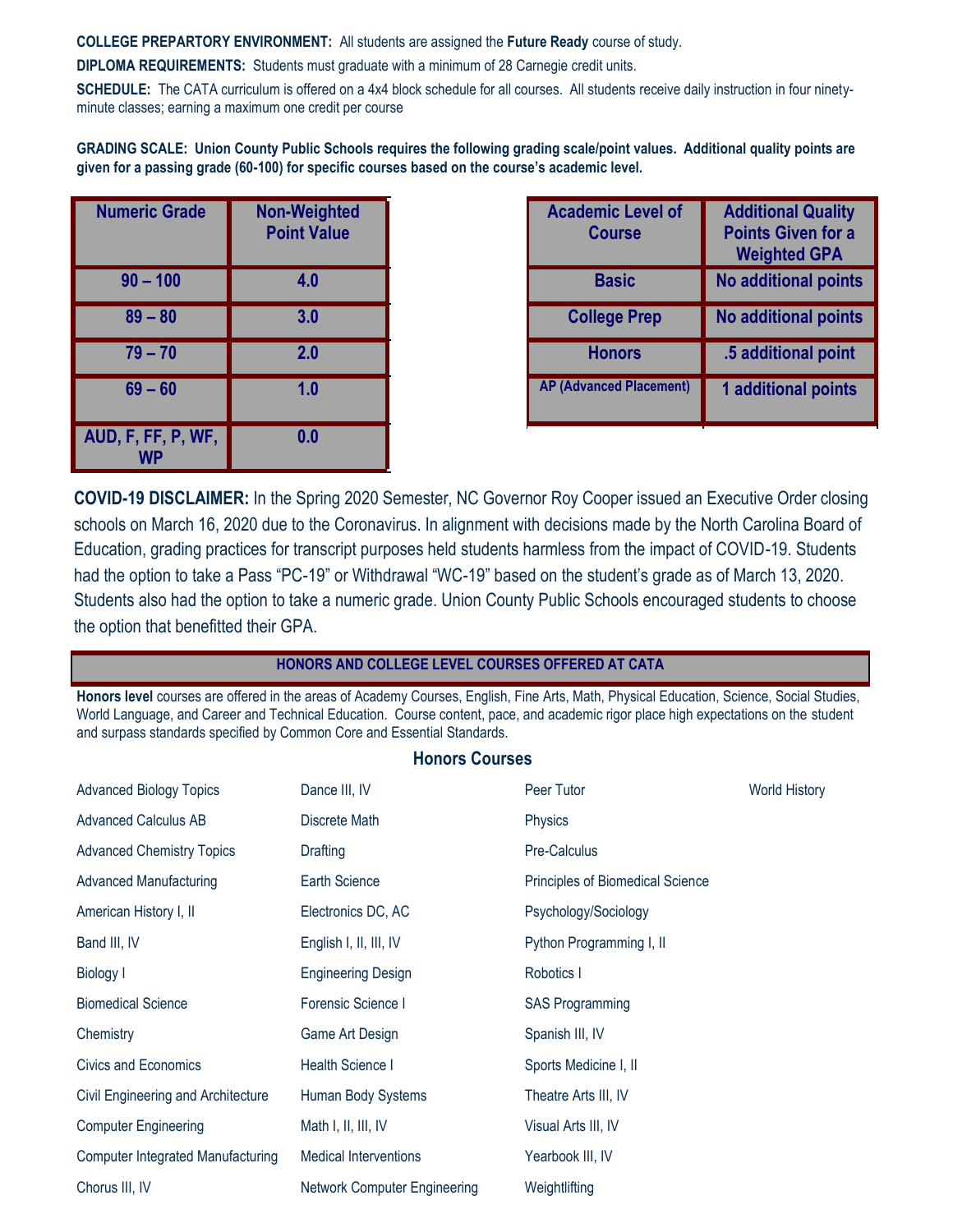**COLLEGE PREPARTORY ENVIRONMENT:** All students are assigned the **Future Ready** course of study.

**DIPLOMA REQUIREMENTS:** Students must graduate with a minimum of 28 Carnegie credit units.

**SCHEDULE:** The CATA curriculum is offered on a 4x4 block schedule for all courses. All students receive daily instruction in four ninety-minute classes; earning a maximum one credit per course

**GRADING SCALE: Union County Public Schools requires the following grading scale/point values. Additional quality points are given for a passing grade (60-100) for specific courses based on the course's academic level.**

| Numeric Grade | Non-Weighted Point Value |
|---|---|
| 90 – 100 | 4.0 |
| 89 – 80 | 3.0 |
| 79 – 70 | 2.0 |
| 69 – 60 | 1.0 |
| AUD, F, FF, P, WF, WP | 0.0 |

| Academic Level of Course | Additional Quality Points Given for a Weighted GPA |
|---|---|
| Basic | No additional points |
| College Prep | No additional points |
| Honors | .5 additional point |
| AP (Advanced Placement) | 1 additional points |

**COVID-19 DISCLAIMER:** In the Spring 2020 Semester, NC Governor Roy Cooper issued an Executive Order closing schools on March 16, 2020 due to the Coronavirus. In alignment with decisions made by the North Carolina Board of Education, grading practices for transcript purposes held students harmless from the impact of COVID-19. Students had the option to take a Pass "PC-19" or Withdrawal "WC-19" based on the student's grade as of March 13, 2020. Students also had the option to take a numeric grade. Union County Public Schools encouraged students to choose the option that benefitted their GPA.

## HONORS AND COLLEGE LEVEL COURSES OFFERED AT CATA

**Honors level** courses are offered in the areas of Academy Courses, English, Fine Arts, Math, Physical Education, Science, Social Studies, World Language, and Career and Technical Education. Course content, pace, and academic rigor place high expectations on the student and surpass standards specified by Common Core and Essential Standards.

### Honors Courses

- Advanced Biology Topics
- Advanced Calculus AB
- Advanced Chemistry Topics
- Advanced Manufacturing
- American History I, II
- Band III, IV
- Biology I
- Biomedical Science
- Chemistry
- Civics and Economics
- Civil Engineering and Architecture
- Computer Engineering
- Computer Integrated Manufacturing
- Chorus III, IV
- Dance III, IV
- Discrete Math
- Drafting
- Earth Science
- Electronics DC, AC
- English I, II, III, IV
- Engineering Design
- Forensic Science I
- Game Art Design
- Health Science I
- Human Body Systems
- Math I, II, III, IV
- Medical Interventions
- Network Computer Engineering
- Peer Tutor
- Physics
- Pre-Calculus
- Principles of Biomedical Science
- Psychology/Sociology
- Python Programming I, II
- Robotics I
- SAS Programming
- Spanish III, IV
- Sports Medicine I, II
- Theatre Arts III, IV
- Visual Arts III, IV
- Yearbook III, IV
- Weightlifting
- World History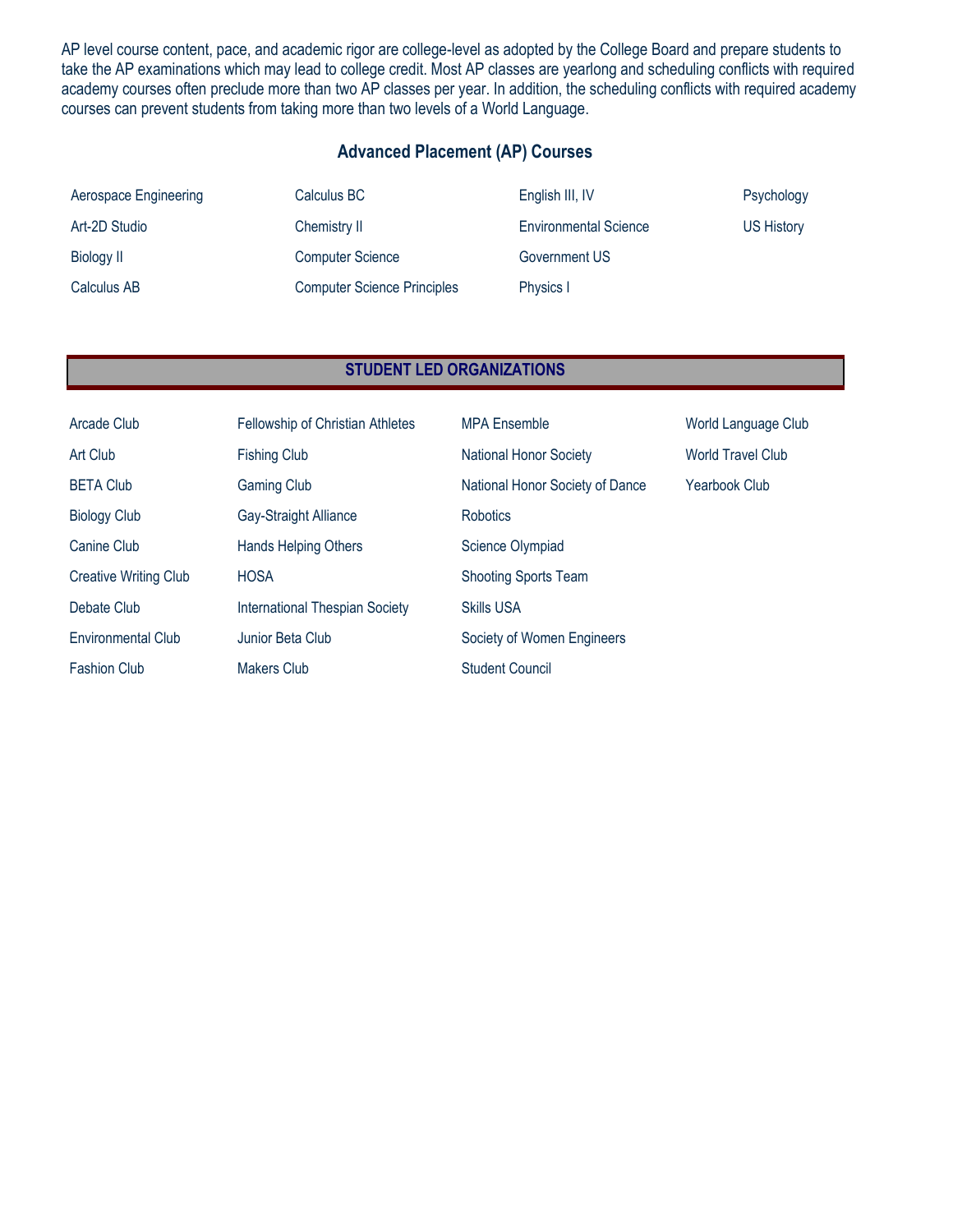AP level course content, pace, and academic rigor are college-level as adopted by the College Board and prepare students to take the AP examinations which may lead to college credit. Most AP classes are yearlong and scheduling conflicts with required academy courses often preclude more than two AP classes per year. In addition, the scheduling conflicts with required academy courses can prevent students from taking more than two levels of a World Language.

## Advanced Placement (AP) Courses

- Aerospace Engineering
- Art-2D Studio
- Biology II
- Calculus AB
- Calculus BC
- Chemistry II
- Computer Science
- Computer Science Principles
- English III, IV
- Environmental Science
- Government US
- Physics I
- Psychology
- US History

## STUDENT LED ORGANIZATIONS

- Arcade Club
- Art Club
- BETA Club
- Biology Club
- Canine Club
- Creative Writing Club
- Debate Club
- Environmental Club
- Fashion Club
- Fellowship of Christian Athletes
- Fishing Club
- Gaming Club
- Gay-Straight Alliance
- Hands Helping Others
- HOSA
- International Thespian Society
- Junior Beta Club
- Makers Club
- MPA Ensemble
- National Honor Society
- National Honor Society of Dance
- Robotics
- Science Olympiad
- Shooting Sports Team
- Skills USA
- Society of Women Engineers
- Student Council
- World Language Club
- World Travel Club
- Yearbook Club